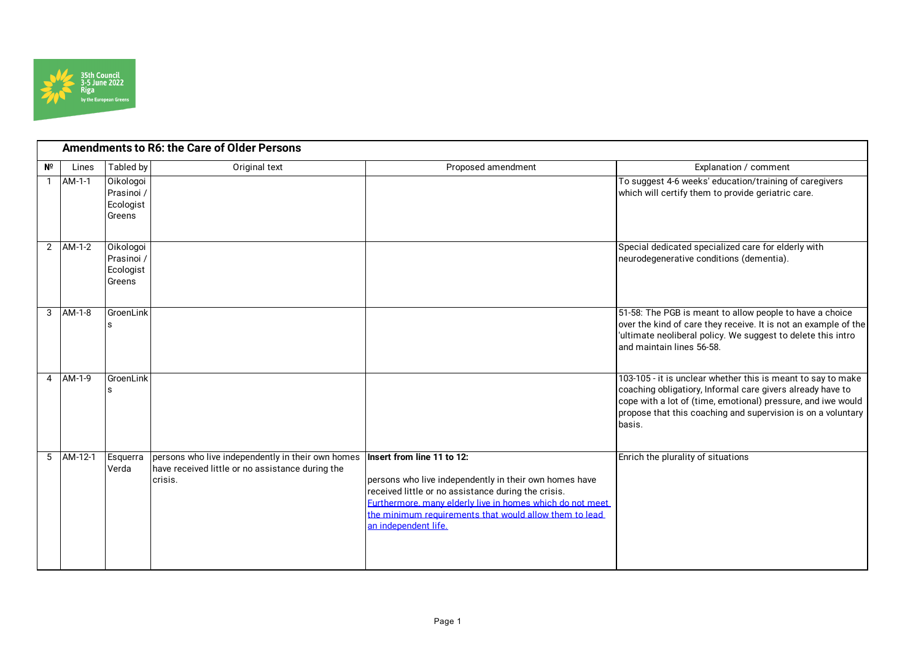35th Council
3-5 June 2022
Riga
by the European Greens

## Amendments to R6: the Care of Older Persons

| Nº | Lines | Tabled by | Original text | Proposed amendment | Explanation / comment |
|---|---|---|---|---|---|
| 1 | AM-1-1 | Oikologoi Prasinoi / Ecologist Greens | | | To suggest 4-6 weeks' education/training of caregivers which will certify them to provide geriatric care. |
| 2 | AM-1-2 | Oikologoi Prasinoi / Ecologist Greens | | | Special dedicated specialized care for elderly with neurodegenerative conditions (dementia). |
| 3 | AM-1-8 | GroenLinks | | | 51-58: The PGB is meant to allow people to have a choice over the kind of care they receive. It is not an example of the 'ultimate neoliberal policy. We suggest to delete this intro and maintain lines 56-58. |
| 4 | AM-1-9 | GroenLinks | | | 103-105 - it is unclear whether this is meant to say to make coaching obligatiory, Informal care givers already have to cope with a lot of (time, emotional) pressure, and iwe would propose that this coaching and supervision is on a voluntary basis. |
| 5 | AM-12-1 | Esquerra Verda | persons who live independently in their own homes have received little or no assistance during the crisis. | **Insert from line 11 to 12:** persons who live independently in their own homes have received little or no assistance during the crisis. <u>Furthermore, many elderly live in homes which do not meet the minimum requirements that would allow them to lead an independent life.</u> | Enrich the plurality of situations |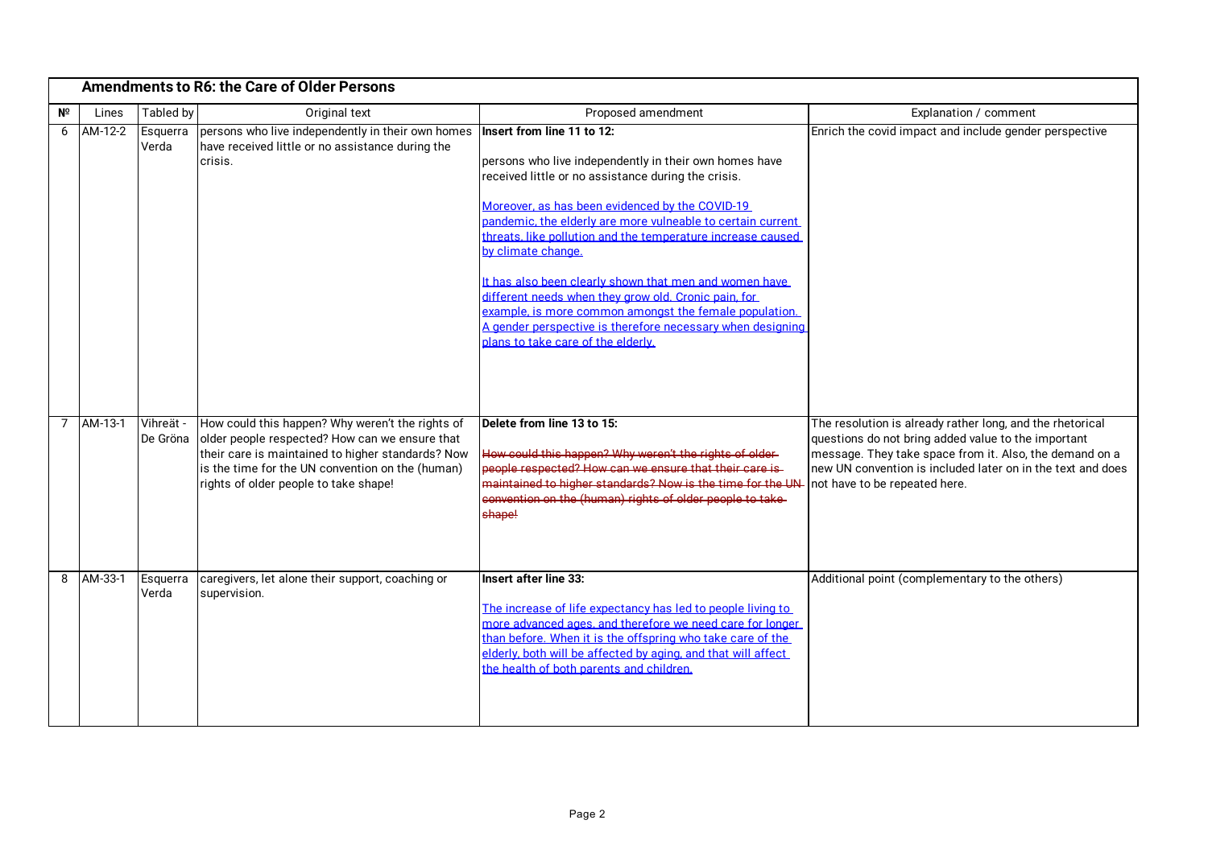**Amendments to R6: the Care of Older Persons**

| Nº | Lines | Tabled by | Original text | Proposed amendment | Explanation / comment |
|---|---|---|---|---|---|
| 6 | AM-12-2 | Esquerra Verda | persons who live independently in their own homes have received little or no assistance during the crisis. | **Insert from line 11 to 12:**<br><br>persons who live independently in their own homes have received little or no assistance during the crisis.<br><br><u>Moreover, as has been evidenced by the COVID-19 pandemic, the elderly are more vulneable to certain current threats, like pollution and the temperature increase caused by climate change.</u><br><br><u>It has also been clearly shown that men and women have different needs when they grow old. Cronic pain, for example, is more common amongst the female population. A gender perspective is therefore necessary when designing plans to take care of the elderly.</u> | Enrich the covid impact and include gender perspective |
| 7 | AM-13-1 | Vihreät - De Gröna | How could this happen? Why weren't the rights of older people respected? How can we ensure that their care is maintained to higher standards? Now is the time for the UN convention on the (human) rights of older people to take shape! | **Delete from line 13 to 15:**<br><br>~~How could this happen? Why weren't the rights of older people respected? How can we ensure that their care is maintained to higher standards? Now is the time for the UN convention on the (human) rights of older people to take shape!~~ | The resolution is already rather long, and the rhetorical questions do not bring added value to the important message. They take space from it. Also, the demand on a new UN convention is included later on in the text and does not have to be repeated here. |
| 8 | AM-33-1 | Esquerra Verda | caregivers, let alone their support, coaching or supervision. | **Insert after line 33:**<br><br><u>The increase of life expectancy has led to people living to more advanced ages, and therefore we need care for longer than before. When it is the offspring who take care of the elderly, both will be affected by aging, and that will affect the health of both parents and children.</u> | Additional point (complementary to the others) |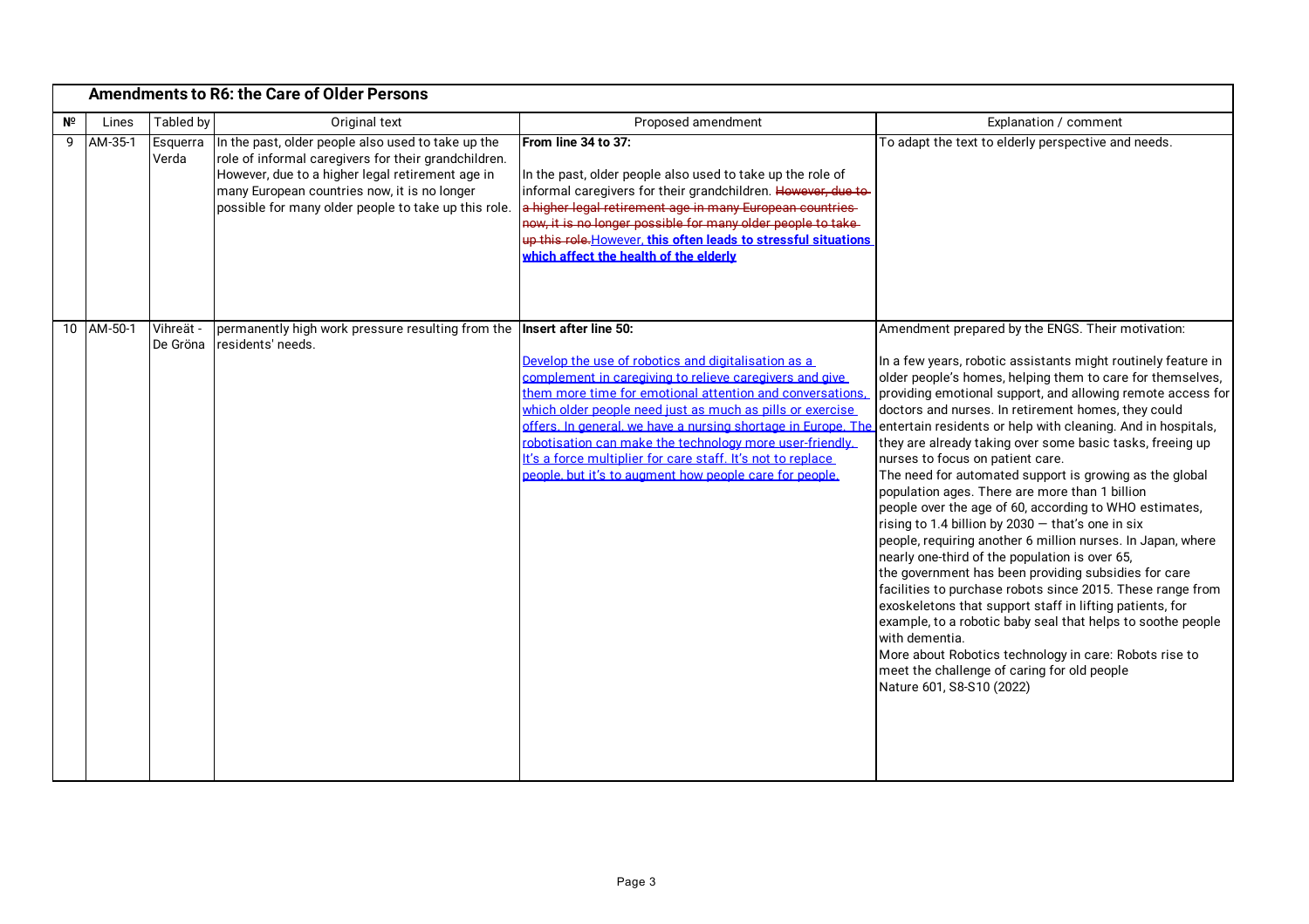## Amendments to R6: the Care of Older Persons

| № | Lines | Tabled by | Original text | Proposed amendment | Explanation / comment |
|---|---|---|---|---|---|
| 9 | AM-35-1 | Esquerra Verda | In the past, older people also used to take up the role of informal caregivers for their grandchildren. However, due to a higher legal retirement age in many European countries now, it is no longer possible for many older people to take up this role. | **From line 34 to 37:**<br><br>In the past, older people also used to take up the role of informal caregivers for their grandchildren. ~~However, due to a higher legal retirement age in many European countries now, it is no longer possible for many older people to take up this role.~~However, **this often leads to stressful situations which affect the health of the elderly** | To adapt the text to elderly perspective and needs. |
| 10 | AM-50-1 | Vihreät - De Gröna | permanently high work pressure resulting from the residents' needs. | **Insert after line 50:**<br><br>Develop the use of robotics and digitalisation as a complement in caregiving to relieve caregivers and give them more time for emotional attention and conversations, which older people need just as much as pills or exercise offers. In general, we have a nursing shortage in Europe. The robotisation can make the technology more user-friendly. It's a force multiplier for care staff. It's not to replace people, but it's to augment how people care for people. | Amendment prepared by the ENGS. Their motivation:<br><br>In a few years, robotic assistants might routinely feature in older people's homes, helping them to care for themselves, providing emotional support, and allowing remote access for doctors and nurses. In retirement homes, they could entertain residents or help with cleaning. And in hospitals, they are already taking over some basic tasks, freeing up nurses to focus on patient care.<br>The need for automated support is growing as the global population ages. There are more than 1 billion people over the age of 60, according to WHO estimates, rising to 1.4 billion by 2030 — that's one in six people, requiring another 6 million nurses. In Japan, where nearly one-third of the population is over 65, the government has been providing subsidies for care facilities to purchase robots since 2015. These range from exoskeletons that support staff in lifting patients, for example, to a robotic baby seal that helps to soothe people with dementia.<br>More about Robotics technology in care: Robots rise to meet the challenge of caring for old people<br>Nature 601, S8-S10 (2022) |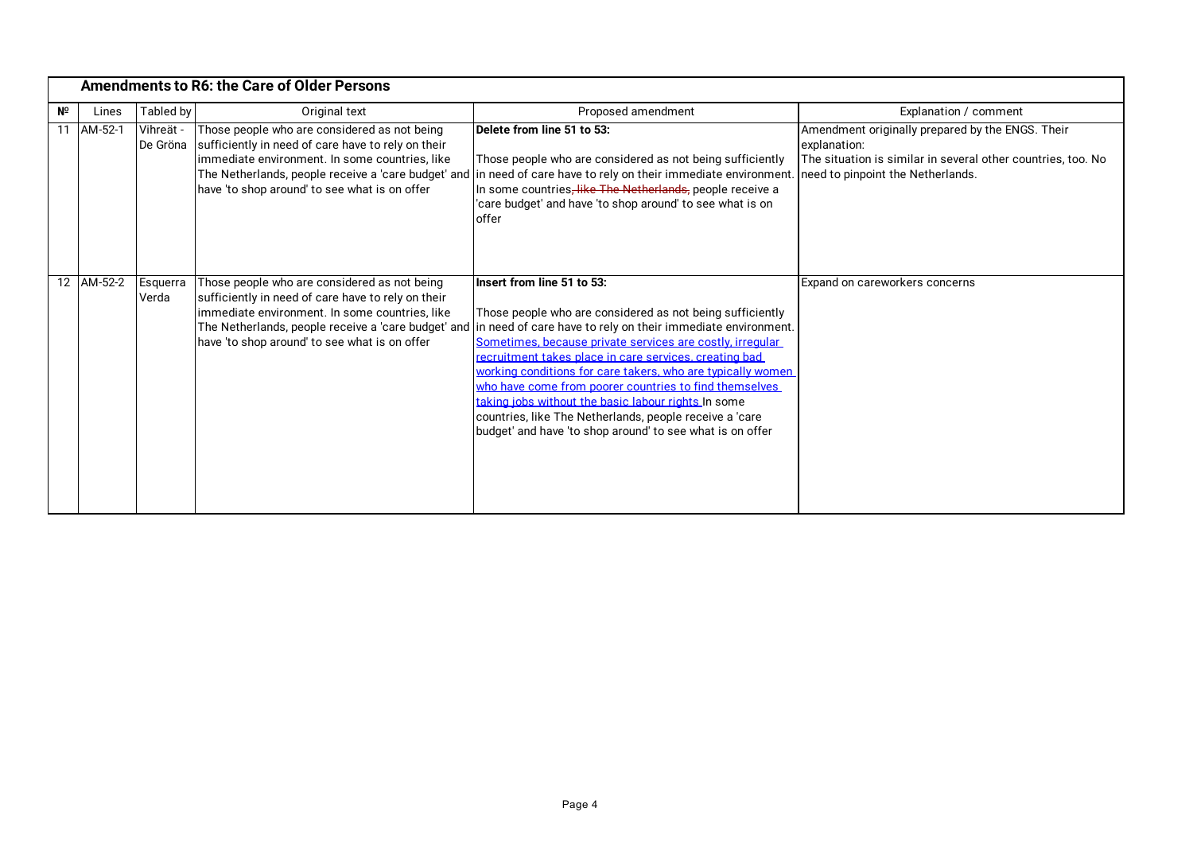## Amendments to R6: the Care of Older Persons

| Nº | Lines | Tabled by | Original text | Proposed amendment | Explanation / comment |
|---|---|---|---|---|---|
| 11 | AM-52-1 | Vihreät - De Gröna | Those people who are considered as not being sufficiently in need of care have to rely on their immediate environment. In some countries, like The Netherlands, people receive a 'care budget' and have 'to shop around' to see what is on offer | **Delete from line 51 to 53:**<br><br>Those people who are considered as not being sufficiently in need of care have to rely on their immediate environment. In some countries~~, like The Netherlands,~~ people receive a 'care budget' and have 'to shop around' to see what is on offer | Amendment originally prepared by the ENGS. Their explanation:<br>The situation is similar in several other countries, too. No need to pinpoint the Netherlands. |
| 12 | AM-52-2 | Esquerra Verda | Those people who are considered as not being sufficiently in need of care have to rely on their immediate environment. In some countries, like The Netherlands, people receive a 'care budget' and have 'to shop around' to see what is on offer | **Insert from line 51 to 53:**<br><br>Those people who are considered as not being sufficiently in need of care have to rely on their immediate environment. Sometimes, because private services are costly, irregular recruitment takes place in care services, creating bad working conditions for care takers, who are typically women who have come from poorer countries to find themselves taking jobs without the basic labour rights In some countries, like The Netherlands, people receive a 'care budget' and have 'to shop around' to see what is on offer | Expand on careworkers concerns |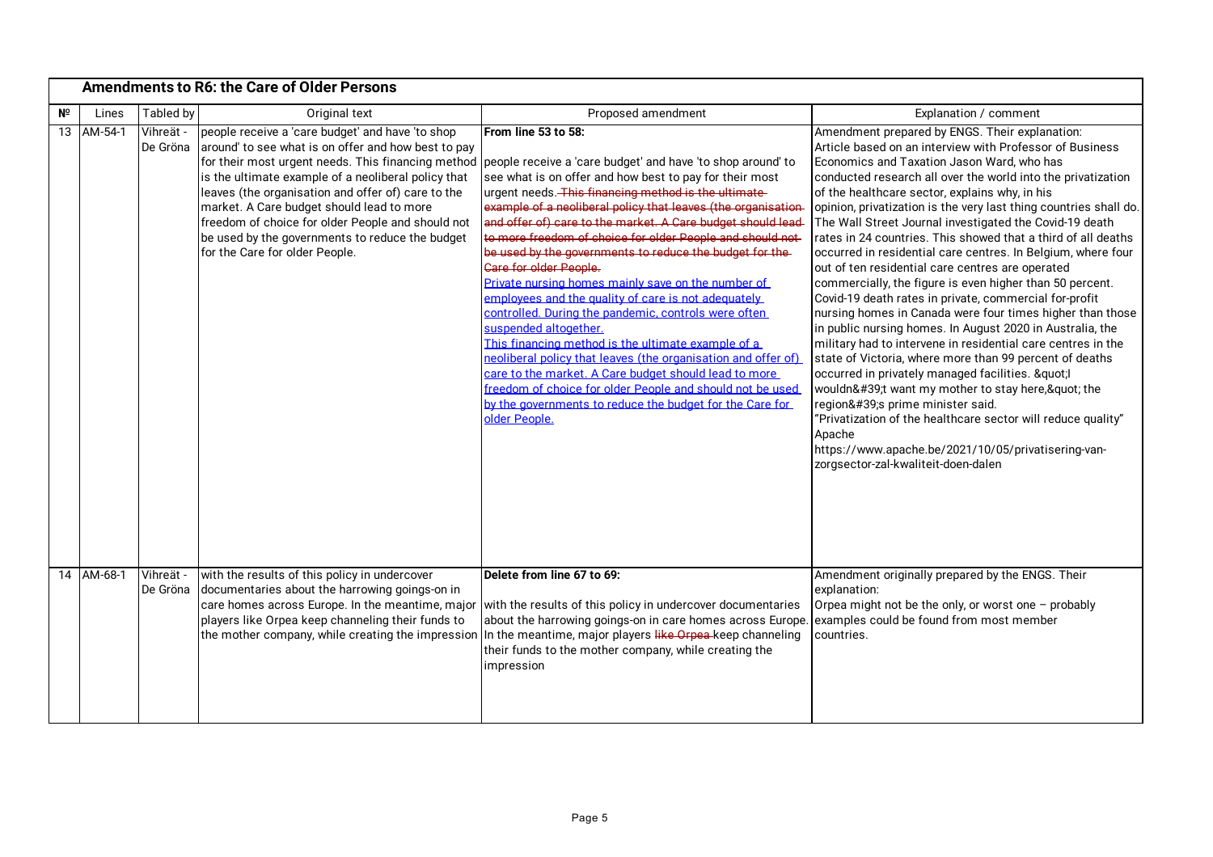## Amendments to R6: the Care of Older Persons

| Nº | Lines | Tabled by | Original text | Proposed amendment | Explanation / comment |
|---|---|---|---|---|---|
| 13 | AM-54-1 | Vihreät - De Gröna | people receive a 'care budget' and have 'to shop around' to see what is on offer and how best to pay for their most urgent needs. This financing method is the ultimate example of a neoliberal policy that leaves (the organisation and offer of) care to the market. A Care budget should lead to more freedom of choice for older People and should not be used by the governments to reduce the budget for the Care for older People. | **From line 53 to 58:**<br><br>people receive a 'care budget' and have 'to shop around' to see what is on offer and how best to pay for their most urgent needs. ~~This financing method is the ultimate example of a neoliberal policy that leaves (the organisation and offer of) care to the market. A Care budget should lead to more freedom of choice for older People and should not be used by the governments to reduce the budget for the Care for older People.~~<br><u>Private nursing homes mainly save on the number of employees and the quality of care is not adequately controlled. During the pandemic, controls were often suspended altogether.</u><br><u>This financing method is the ultimate example of a neoliberal policy that leaves (the organisation and offer of) care to the market. A Care budget should lead to more freedom of choice for older People and should not be used by the governments to reduce the budget for the Care for older People.</u> | Amendment prepared by ENGS. Their explanation:<br>Article based on an interview with Professor of Business Economics and Taxation Jason Ward, who has conducted research all over the world into the privatization of the healthcare sector, explains why, in his opinion, privatization is the very last thing countries shall do. The Wall Street Journal investigated the Covid-19 death rates in 24 countries. This showed that a third of all deaths occurred in residential care centres. In Belgium, where four out of ten residential care centres are operated commercially, the figure is even higher than 50 percent. Covid-19 death rates in private, commercial for-profit nursing homes in Canada were four times higher than those in public nursing homes. In August 2020 in Australia, the military had to intervene in residential care centres in the state of Victoria, where more than 99 percent of deaths occurred in privately managed facilities. &quot;I wouldn&#39;t want my mother to stay here,&quot; the region&#39;s prime minister said.<br>"Privatization of the healthcare sector will reduce quality" Apache<br>https://www.apache.be/2021/10/05/privatisering-van-zorgsector-zal-kwaliteit-doen-dalen |
| 14 | AM-68-1 | Vihreät - De Gröna | with the results of this policy in undercover documentaries about the harrowing goings-on in care homes across Europe. In the meantime, major players like Orpea keep channeling their funds to the mother company, while creating the impression | **Delete from line 67 to 69:**<br><br>with the results of this policy in undercover documentaries about the harrowing goings-on in care homes across Europe. In the meantime, major players ~~like Orpea~~ keep channeling their funds to the mother company, while creating the impression | Amendment originally prepared by the ENGS. Their explanation:<br>Orpea might not be the only, or worst one – probably examples could be found from most member countries. |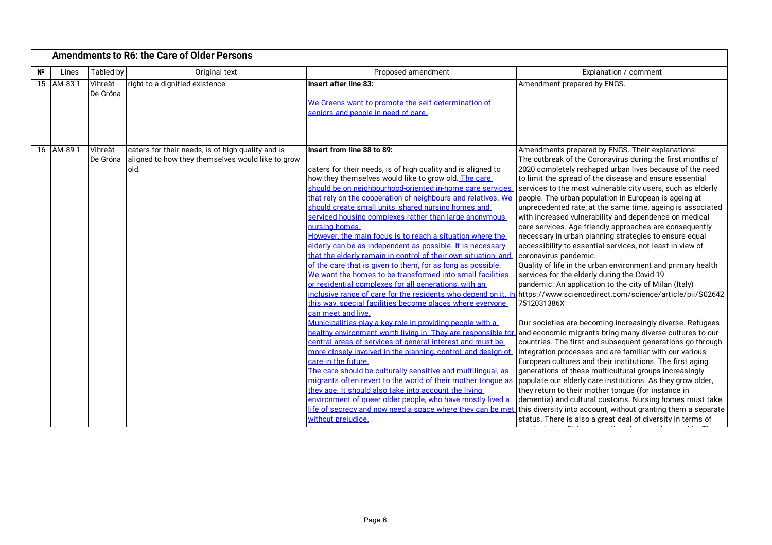## Amendments to R6: the Care of Older Persons

| № | Lines | Tabled by | Original text | Proposed amendment | Explanation / comment |
|---|---|---|---|---|---|
| 15 | AM-83-1 | Vihreät - De Gröna | right to a dignified existence | **Insert after line 83:**<br><br>We Greens want to promote the self-determination of seniors and people in need of care. | Amendment prepared by ENGS. |
| 16 | AM-89-1 | Vihreät - De Gröna | caters for their needs, is of high quality and is aligned to how they themselves would like to grow old. | **Insert from line 88 to 89:**<br><br>caters for their needs, is of high quality and is aligned to how they themselves would like to grow old. The care should be on neighbourhood-oriented in-home care services that rely on the cooperation of neighbours and relatives. We should create small units, shared nursing homes and serviced housing complexes rather than large anonymous nursing homes.<br>However, the main focus is to reach a situation where the elderly can be as independent as possible. It is necessary that the elderly remain in control of their own situation, and of the care that is given to them, for as long as possible.<br>We want the homes to be transformed into small facilities or residential complexes for all generations, with an inclusive range of care for the residents who depend on it. In this way, special facilities become places where everyone can meet and live.<br>Municipalities play a key role in providing people with a healthy environment worth living in. They are responsible for central areas of services of general interest and must be more closely involved in the planning, control, and design of care in the future.<br>The care should be culturally sensitive and multilingual, as migrants often revert to the world of their mother tongue as they age. It should also take into account the living environment of queer older people, who have mostly lived a life of secrecy and now need a space where they can be met without prejudice. | Amendments prepared by ENGS. Their explanations:<br>The outbreak of the Coronavirus during the first months of 2020 completely reshaped urban lives because of the need to limit the spread of the disease and ensure essential services to the most vulnerable city users, such as elderly people. The urban population in European is ageing at unprecedented rate; at the same time, ageing is associated with increased vulnerability and dependence on medical care services. Age-friendly approaches are consequently necessary in urban planning strategies to ensure equal accessibility to essential services, not least in view of coronavirus pandemic.<br>Quality of life in the urban environment and primary health services for the elderly during the Covid-19 pandemic: An application to the city of Milan (Italy) https://www.sciencedirect.com/science/article/pii/S026427512031386X<br><br>Our societies are becoming increasingly diverse. Refugees and economic migrants bring many diverse cultures to our countries. The first and subsequent generations go through integration processes and are familiar with our various European cultures and their institutions. The first aging generations of these multicultural groups increasingly populate our elderly care institutions. As they grow older, they return to their mother tongue (for instance in dementia) and cultural customs. Nursing homes must take this diversity into account, without granting them a separate status. There is also a great deal of diversity in terms of |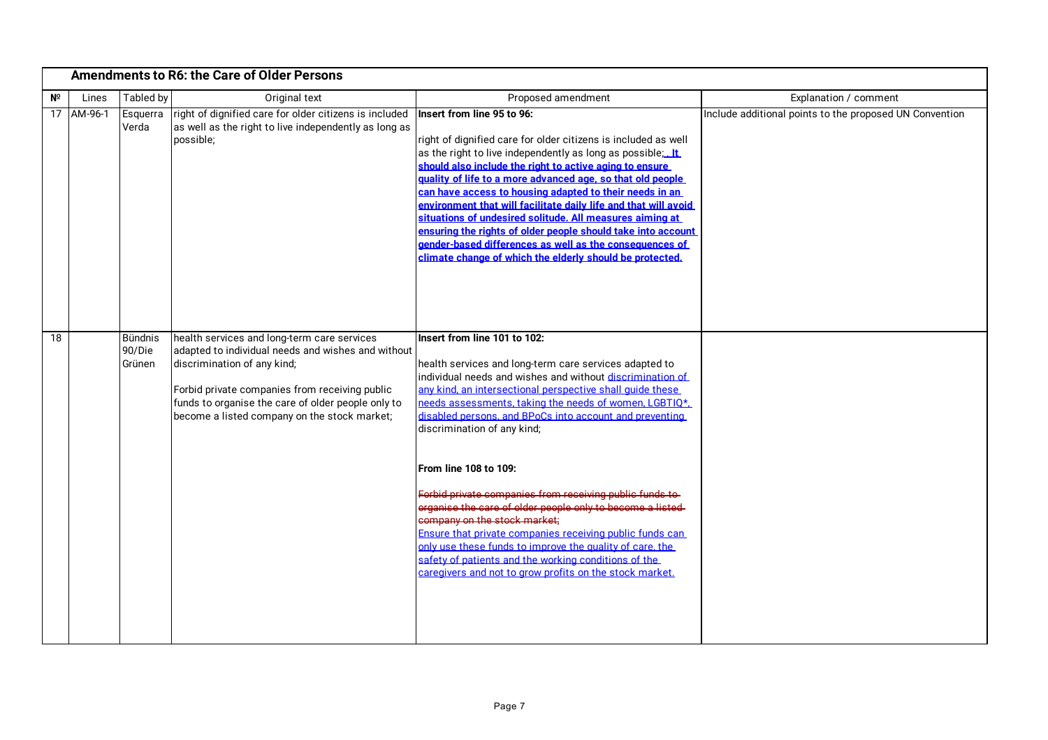## Amendments to R6: the Care of Older Persons

| № | Lines | Tabled by | Original text | Proposed amendment | Explanation / comment |
|---|---|---|---|---|---|
| 17 | AM-96-1 | Esquerra Verda | right of dignified care for older citizens is included as well as the right to live independently as long as possible; | **Insert from line 95 to 96:**<br><br>right of dignified care for older citizens is included as well as the right to live independently as long as possible;. **It should also include the right to active aging to ensure quality of life to a more advanced age, so that old people can have access to housing adapted to their needs in an environment that will facilitate daily life and that will avoid situations of undesired solitude. All measures aiming at ensuring the rights of older people should take into account gender-based differences as well as the consequences of climate change of which the elderly should be protected.** | Include additional points to the proposed UN Convention |
| 18 | | Bündnis 90/Die Grünen | health services and long-term care services adapted to individual needs and wishes and without discrimination of any kind;<br><br>Forbid private companies from receiving public funds to organise the care of older people only to become a listed company on the stock market; | **Insert from line 101 to 102:**<br><br>health services and long-term care services adapted to individual needs and wishes and without discrimination of any kind, an intersectional perspective shall guide these needs assessments, taking the needs of women, LGBTIQ*, disabled persons, and BPoCs into account and preventing discrimination of any kind;<br><br>**From line 108 to 109:**<br><br>~~Forbid private companies from receiving public funds to organise the care of older people only to become a listed company on the stock market;~~<br>Ensure that private companies receiving public funds can only use these funds to improve the quality of care, the safety of patients and the working conditions of the caregivers and not to grow profits on the stock market. | |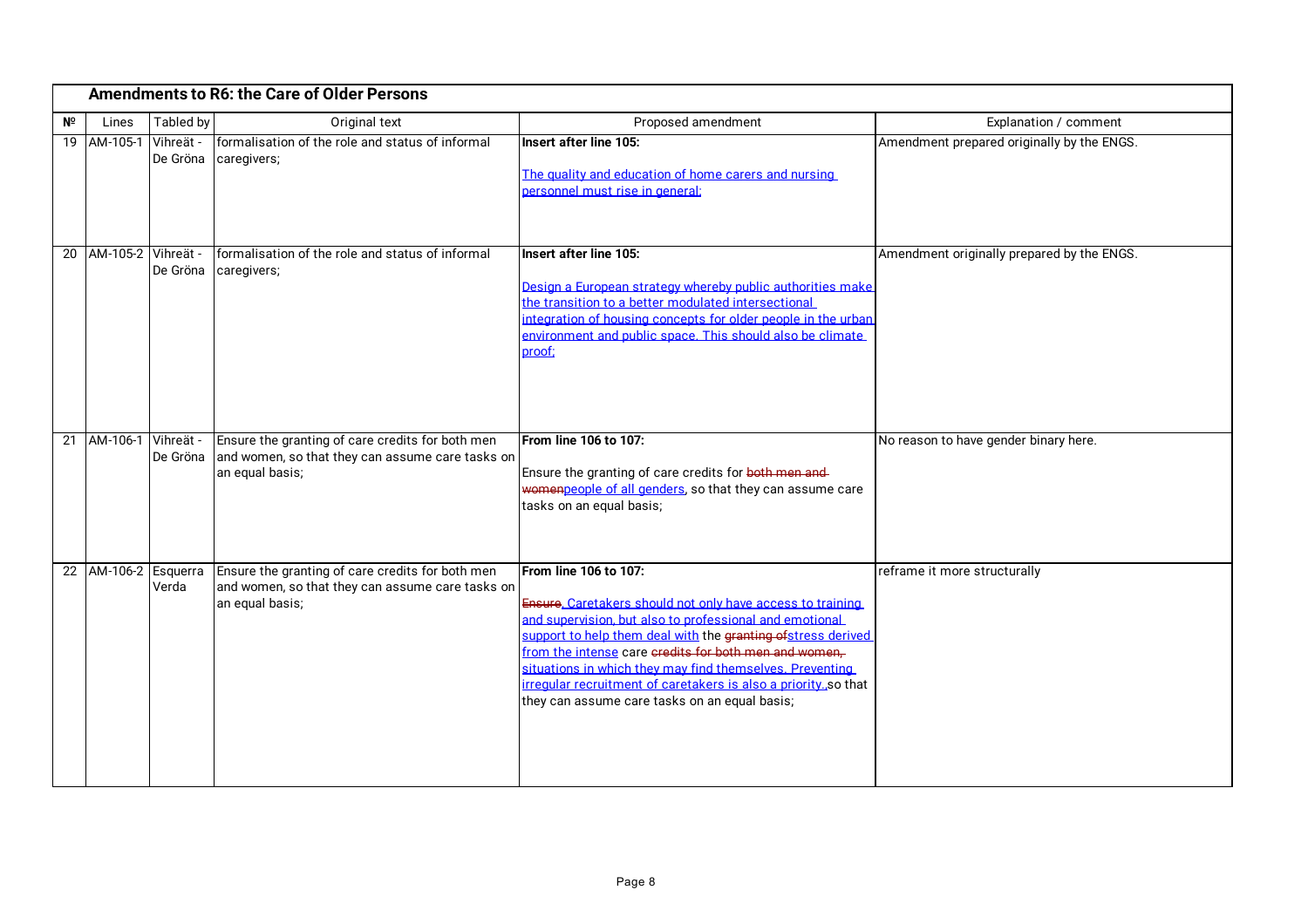## Amendments to R6: the Care of Older Persons

| Nº | Lines | Tabled by | Original text | Proposed amendment | Explanation / comment |
|---|---|---|---|---|---|
| 19 | AM-105-1 | Vihreät - De Gröna | formalisation of the role and status of informal caregivers; | **Insert after line 105:**<br><br>The quality and education of home carers and nursing personnel must rise in general; | Amendment prepared originally by the ENGS. |
| 20 | AM-105-2 | Vihreät - De Gröna | formalisation of the role and status of informal caregivers; | **Insert after line 105:**<br><br>Design a European strategy whereby public authorities make the transition to a better modulated intersectional integration of housing concepts for older people in the urban environment and public space. This should also be climate proof; | Amendment originally prepared by the ENGS. |
| 21 | AM-106-1 | Vihreät - De Gröna | Ensure the granting of care credits for both men and women, so that they can assume care tasks on an equal basis; | **From line 106 to 107:**<br><br>Ensure the granting of care credits for ~~both men and women~~people of all genders, so that they can assume care tasks on an equal basis; | No reason to have gender binary here. |
| 22 | AM-106-2 | Esquerra Verda | Ensure the granting of care credits for both men and women, so that they can assume care tasks on an equal basis; | **From line 106 to 107:**<br><br>~~Ensure~~. Caretakers should not only have access to training and supervision, but also to professional and emotional support to help them deal with the ~~granting of~~stress derived from the intense care ~~credits for both men and women,~~ situations in which they may find themselves. Preventing irregular recruitment of caretakers is also a priority.,so that they can assume care tasks on an equal basis; | reframe it more structurally |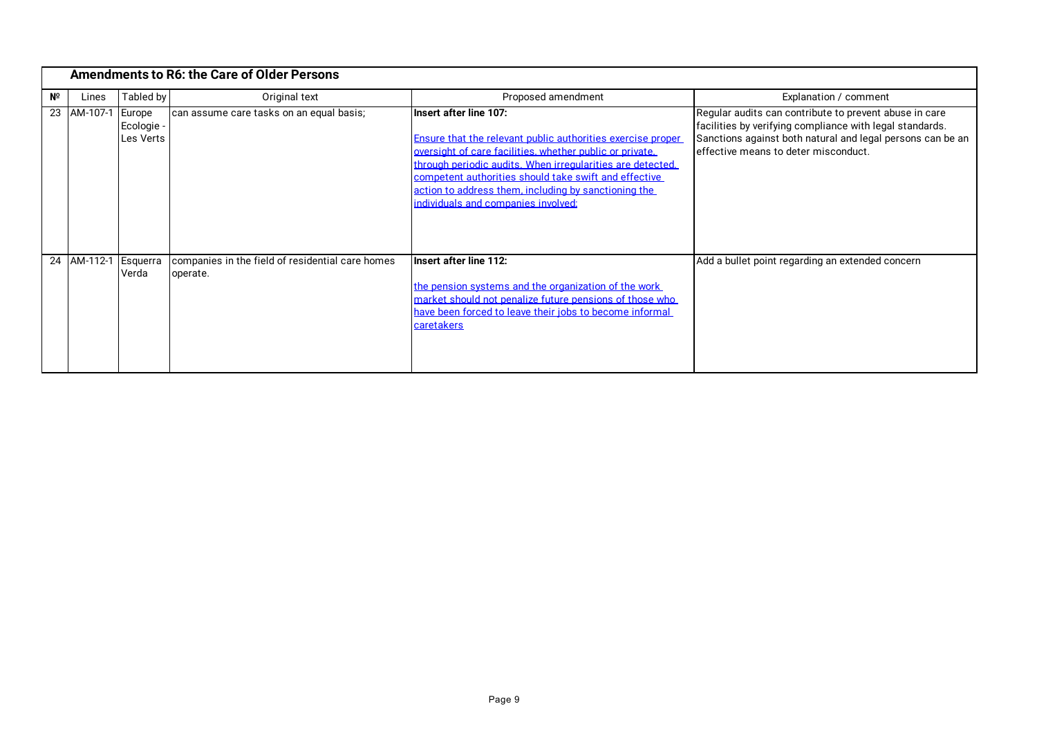## Amendments to R6: the Care of Older Persons

| Nº | Lines | Tabled by | Original text | Proposed amendment | Explanation / comment |
|---|---|---|---|---|---|
| 23 | AM-107-1 | Europe Ecologie - Les Verts | can assume care tasks on an equal basis; | **Insert after line 107:** Ensure that the relevant public authorities exercise proper oversight of care facilities, whether public or private, through periodic audits. When irregularities are detected, competent authorities should take swift and effective action to address them, including by sanctioning the individuals and companies involved; | Regular audits can contribute to prevent abuse in care facilities by verifying compliance with legal standards. Sanctions against both natural and legal persons can be an effective means to deter misconduct. |
| 24 | AM-112-1 | Esquerra Verda | companies in the field of residential care homes operate. | **Insert after line 112:** the pension systems and the organization of the work market should not penalize future pensions of those who have been forced to leave their jobs to become informal caretakers | Add a bullet point regarding an extended concern |